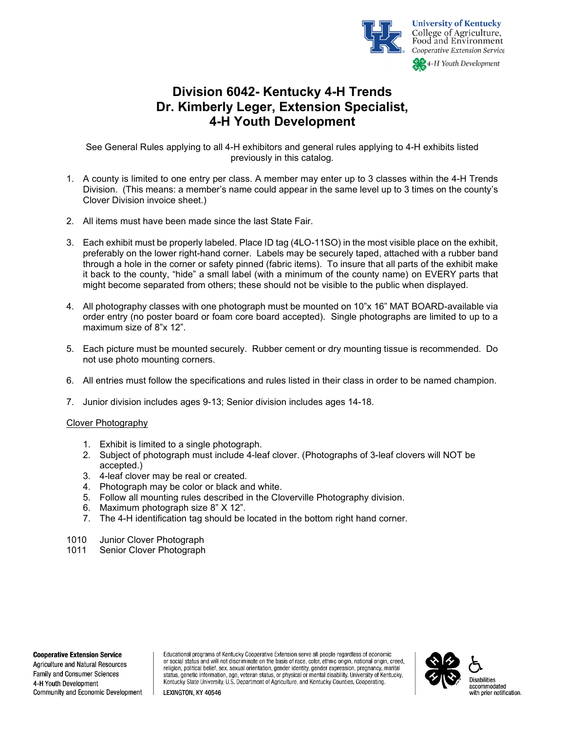University of Kentucky
College of Agriculture, Food and Environment
*Cooperative Extension Service*
*4-H Youth Development*

# Division 6042- Kentucky 4-H Trends
# Dr. Kimberly Leger, Extension Specialist, 4-H Youth Development

See General Rules applying to all 4-H exhibitors and general rules applying to 4-H exhibits listed previously in this catalog.

1. A county is limited to one entry per class. A member may enter up to 3 classes within the 4-H Trends Division. (This means: a member's name could appear in the same level up to 3 times on the county's Clover Division invoice sheet.)

2. All items must have been made since the last State Fair.

3. Each exhibit must be properly labeled. Place ID tag (4LO-11SO) in the most visible place on the exhibit, preferably on the lower right-hand corner. Labels may be securely taped, attached with a rubber band through a hole in the corner or safety pinned (fabric items). To insure that all parts of the exhibit make it back to the county, "hide" a small label (with a minimum of the county name) on EVERY parts that might become separated from others; these should not be visible to the public when displayed.

4. All photography classes with one photograph must be mounted on 10"x 16" MAT BOARD-available via order entry (no poster board or foam core board accepted). Single photographs are limited to up to a maximum size of 8"x 12".

5. Each picture must be mounted securely. Rubber cement or dry mounting tissue is recommended. Do not use photo mounting corners.

6. All entries must follow the specifications and rules listed in their class in order to be named champion.

7. Junior division includes ages 9-13; Senior division includes ages 14-18.

<u>Clover Photography</u>

1. Exhibit is limited to a single photograph.
2. Subject of photograph must include 4-leaf clover. (Photographs of 3-leaf clovers will NOT be accepted.)
3. 4-leaf clover may be real or created.
4. Photograph may be color or black and white.
5. Follow all mounting rules described in the Cloverville Photography division.
6. Maximum photograph size 8" X 12".
7. The 4-H identification tag should be located in the bottom right hand corner.

1010 Junior Clover Photograph
1011 Senior Clover Photograph

**Cooperative Extension Service**
Agriculture and Natural Resources
Family and Consumer Sciences
4-H Youth Development
Community and Economic Development

Educational programs of Kentucky Cooperative Extension serve all people regardless of economic or social status and will not discriminate on the basis of race, color, ethnic origin, national origin, creed, religion, political belief, sex, sexual orientation, gender identity, gender expression, pregnancy, marital status, genetic information, age, veteran status, or physical or mental disability. University of Kentucky, Kentucky State University, U.S. Department of Agriculture, and Kentucky Counties, Cooperating.
LEXINGTON, KY 40546

Disabilities accommodated with prior notification.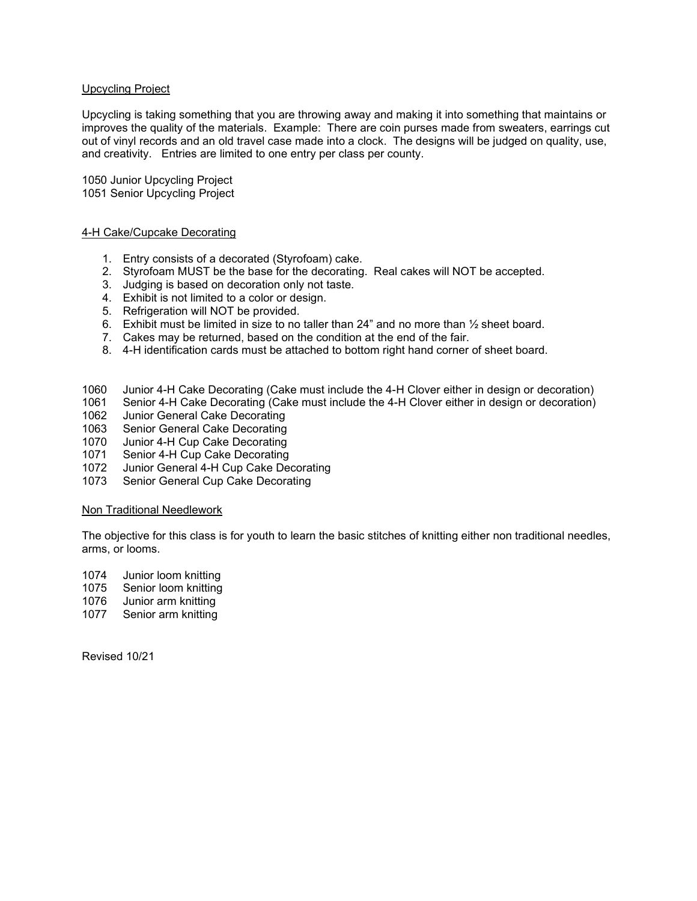Upcycling Project

Upcycling is taking something that you are throwing away and making it into something that maintains or improves the quality of the materials. Example: There are coin purses made from sweaters, earrings cut out of vinyl records and an old travel case made into a clock. The designs will be judged on quality, use, and creativity. Entries are limited to one entry per class per county.

1050 Junior Upcycling Project
1051 Senior Upcycling Project

4-H Cake/Cupcake Decorating

1. Entry consists of a decorated (Styrofoam) cake.
2. Styrofoam MUST be the base for the decorating. Real cakes will NOT be accepted.
3. Judging is based on decoration only not taste.
4. Exhibit is not limited to a color or design.
5. Refrigeration will NOT be provided.
6. Exhibit must be limited in size to no taller than 24" and no more than ½ sheet board.
7. Cakes may be returned, based on the condition at the end of the fair.
8. 4-H identification cards must be attached to bottom right hand corner of sheet board.

1060 Junior 4-H Cake Decorating (Cake must include the 4-H Clover either in design or decoration)
1061 Senior 4-H Cake Decorating (Cake must include the 4-H Clover either in design or decoration)
1062 Junior General Cake Decorating
1063 Senior General Cake Decorating
1070 Junior 4-H Cup Cake Decorating
1071 Senior 4-H Cup Cake Decorating
1072 Junior General 4-H Cup Cake Decorating
1073 Senior General Cup Cake Decorating

Non Traditional Needlework

The objective for this class is for youth to learn the basic stitches of knitting either non traditional needles, arms, or looms.

1074 Junior loom knitting
1075 Senior loom knitting
1076 Junior arm knitting
1077 Senior arm knitting

Revised 10/21